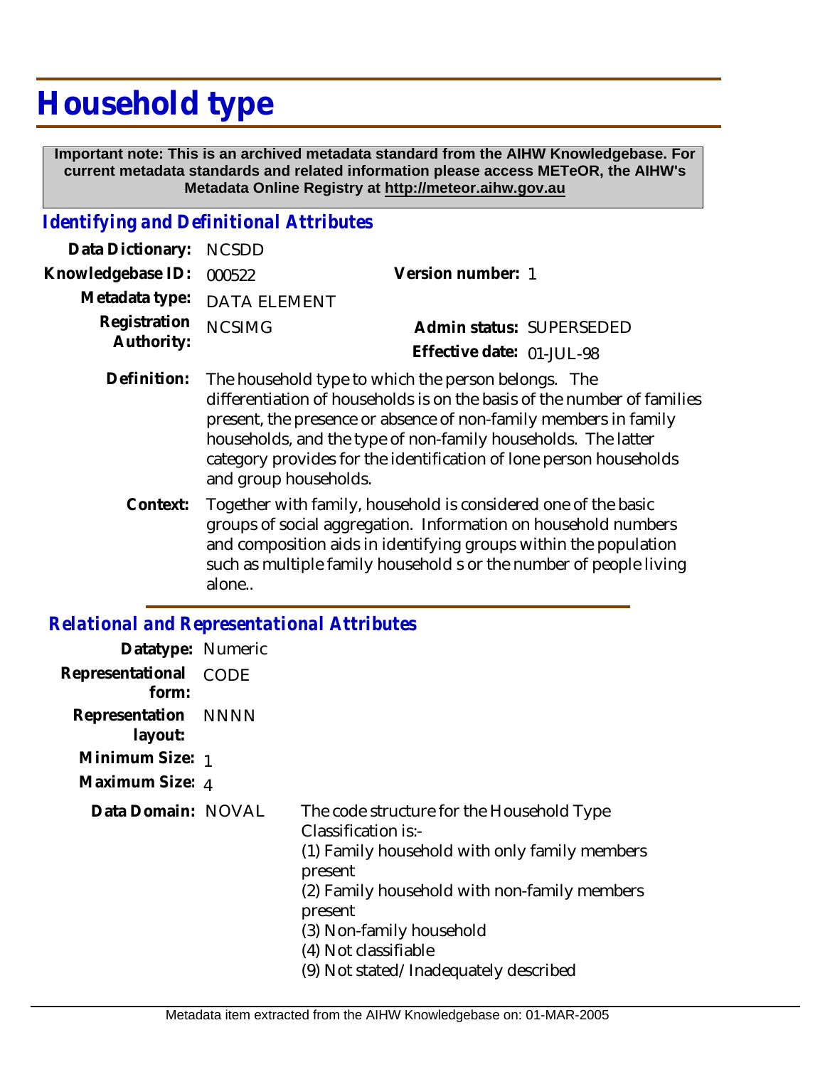# Household type

**Important note: This is an archived metadata standard from the AIHW Knowledgebase. For current metadata standards and related information please access METeOR, the AIHW's Metadata Online Registry at http://meteor.aihw.gov.au**

## *Identifying and Definitional Attributes*

**Data Dictionary:** NCSDD

**Knowledgebase ID:** 000522

**Version number:** 1

**Metadata type:** DATA ELEMENT

**Registration Authority:** NCSIMG

**Admin status:** SUPERSEDED

**Effective date:** 01-JUL-98

**Definition:** The household type to which the person belongs. The differentiation of households is on the basis of the number of families present, the presence or absence of non-family members in family households, and the type of non-family households. The latter category provides for the identification of lone person households and group households.

**Context:** Together with family, household is considered one of the basic groups of social aggregation. Information on household numbers and composition aids in identifying groups within the population such as multiple family household s or the number of people living alone..

## *Relational and Representational Attributes*

**Datatype:** Numeric

**Representational form:** CODE

**Representation layout:** NNNN

**Minimum Size:** 1

**Maximum Size:** 4

**Data Domain:** NOVAL

The code structure for the Household Type Classification is:-
(1) Family household with only family members present
(2) Family household with non-family members present
(3) Non-family household
(4) Not classifiable
(9) Not stated/Inadequately described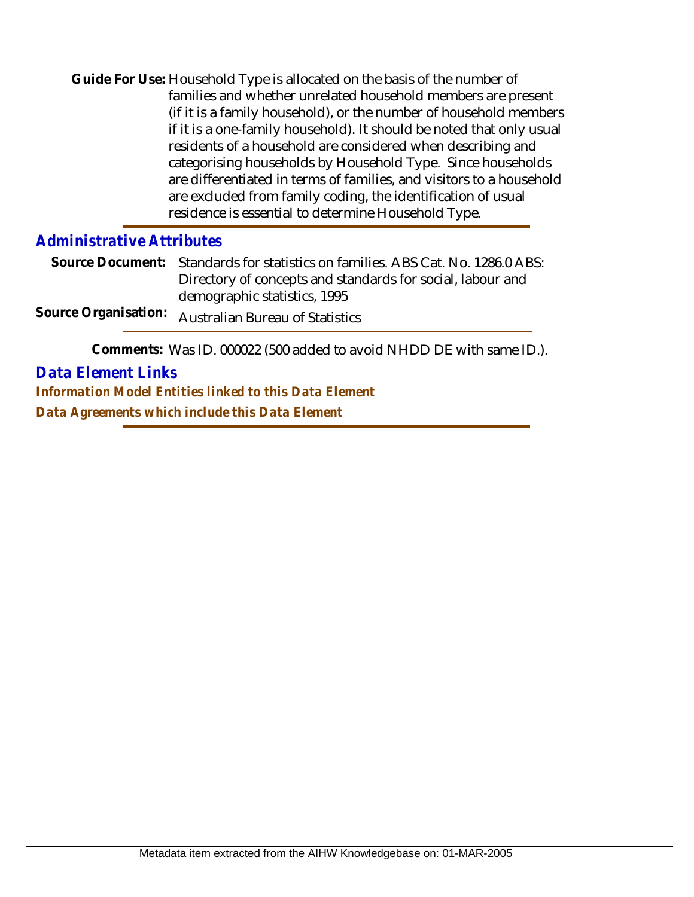**Guide For Use:** Household Type is allocated on the basis of the number of families and whether unrelated household members are present (if it is a family household), or the number of household members if it is a one-family household). It should be noted that only usual residents of a household are considered when describing and categorising households by Household Type. Since households are differentiated in terms of families, and visitors to a household are excluded from family coding, the identification of usual residence is essential to determine Household Type.

## Administrative Attributes

**Source Document:** Standards for statistics on families. ABS Cat. No. 1286.0 ABS: Directory of concepts and standards for social, labour and demographic statistics, 1995

**Source Organisation:** Australian Bureau of Statistics

**Comments:** Was ID. 000022 (500 added to avoid NHDD DE with same ID.).

## Data Element Links

### Information Model Entities linked to this Data Element

### Data Agreements which include this Data Element

Metadata item extracted from the AIHW Knowledgebase on: 01-MAR-2005